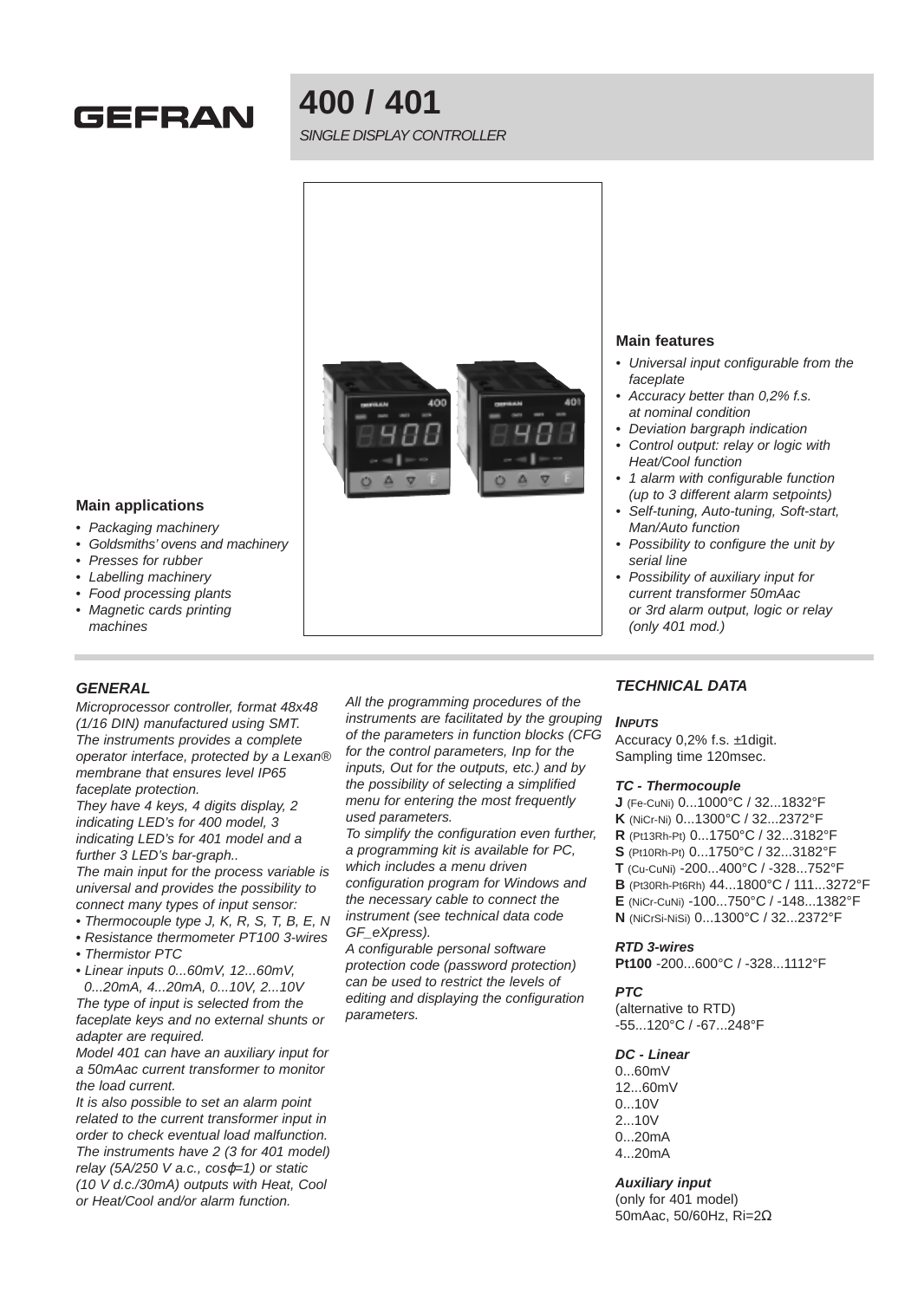# 400 / 401

*SINGLE DISPLAY CONTROLLER*

## Main applications

- *Packaging machinery*
- *Goldsmiths' ovens and machinery*
- *Presses for rubber*
- *Labelling machinery*
- *Food processing plants*
- *Magnetic cards printing machines*

## Main features

- *Universal input configurable from the faceplate*
- *Accuracy better than 0,2% f.s. at nominal condition*
- *Deviation bargraph indication*
- *Control output: relay or logic with Heat/Cool function*
- *1 alarm with configurable function (up to 3 different alarm setpoints)*
- *Self-tuning, Auto-tuning, Soft-start, Man/Auto function*
- *Possibility to configure the unit by serial line*
- *Possibility of auxiliary input for current transformer 50mAac or 3rd alarm output, logic or relay (only 401 mod.)*

## *GENERAL*

*Microprocessor controller, format 48x48 (1/16 DIN) manufactured using SMT.*
*The instruments provides a complete operator interface, protected by a Lexan® membrane that ensures level IP65 faceplate protection.*
*They have 4 keys, 4 digits display, 2 indicating LED's for 400 model, 3 indicating LED's for 401 model and a further 3 LED's bar-graph..*
*The main input for the process variable is universal and provides the possibility to connect many types of input sensor:*

- *Thermocouple type J, K, R, S, T, B, E, N*
- *Resistance thermometer PT100 3-wires*
- *Thermistor PTC*
- *Linear inputs 0...60mV, 12...60mV, 0...20mA, 4...20mA, 0...10V, 2...10V*

*The type of input is selected from the faceplate keys and no external shunts or adapter are required.*
*Model 401 can have an auxiliary input for a 50mAac current transformer to monitor the load current.*
*It is also possible to set an alarm point related to the current transformer input in order to check eventual load malfunction.*
*The instruments have 2 (3 for 401 model) relay (5A/250 V a.c., cosφ=1) or static (10 V d.c./30mA) outputs with Heat, Cool or Heat/Cool and/or alarm function.*

*All the programming procedures of the instruments are facilitated by the grouping of the parameters in function blocks (CFG for the control parameters, Inp for the inputs, Out for the outputs, etc.) and by the possibility of selecting a simplified menu for entering the most frequently used parameters.*
*To simplify the configuration even further, a programming kit is available for PC, which includes a menu driven configuration program for Windows and the necessary cable to connect the instrument (see technical data code GF_eXpress).*
*A configurable personal software protection code (password protection) can be used to restrict the levels of editing and displaying the configuration parameters.*

## *TECHNICAL DATA*

### *INPUTS*

Accuracy 0,2% f.s. ±1digit.
Sampling time 120msec.

#### *TC - Thermocouple*

**J** (Fe-CuNi) 0...1000°C / 32...1832°F
**K** (NiCr-Ni) 0...1300°C / 32...2372°F
**R** (Pt13Rh-Pt) 0...1750°C / 32...3182°F
**S** (Pt10Rh-Pt) 0...1750°C / 32...3182°F
**T** (Cu-CuNi) -200...400°C / -328...752°F
**B** (Pt30Rh-Pt6Rh) 44...1800°C / 111...3272°F
**E** (NiCr-CuNi) -100...750°C / -148...1382°F
**N** (NiCrSi-NiSi) 0...1300°C / 32...2372°F

#### *RTD 3-wires*

**Pt100** -200...600°C / -328...1112°F

#### *PTC*

(alternative to RTD)
-55...120°C / -67...248°F

#### *DC - Linear*

0...60mV
12...60mV
0...10V
2...10V
0...20mA
4...20mA

#### *Auxiliary input*

(only for 401 model)
50mAac, 50/60Hz, Ri=2Ω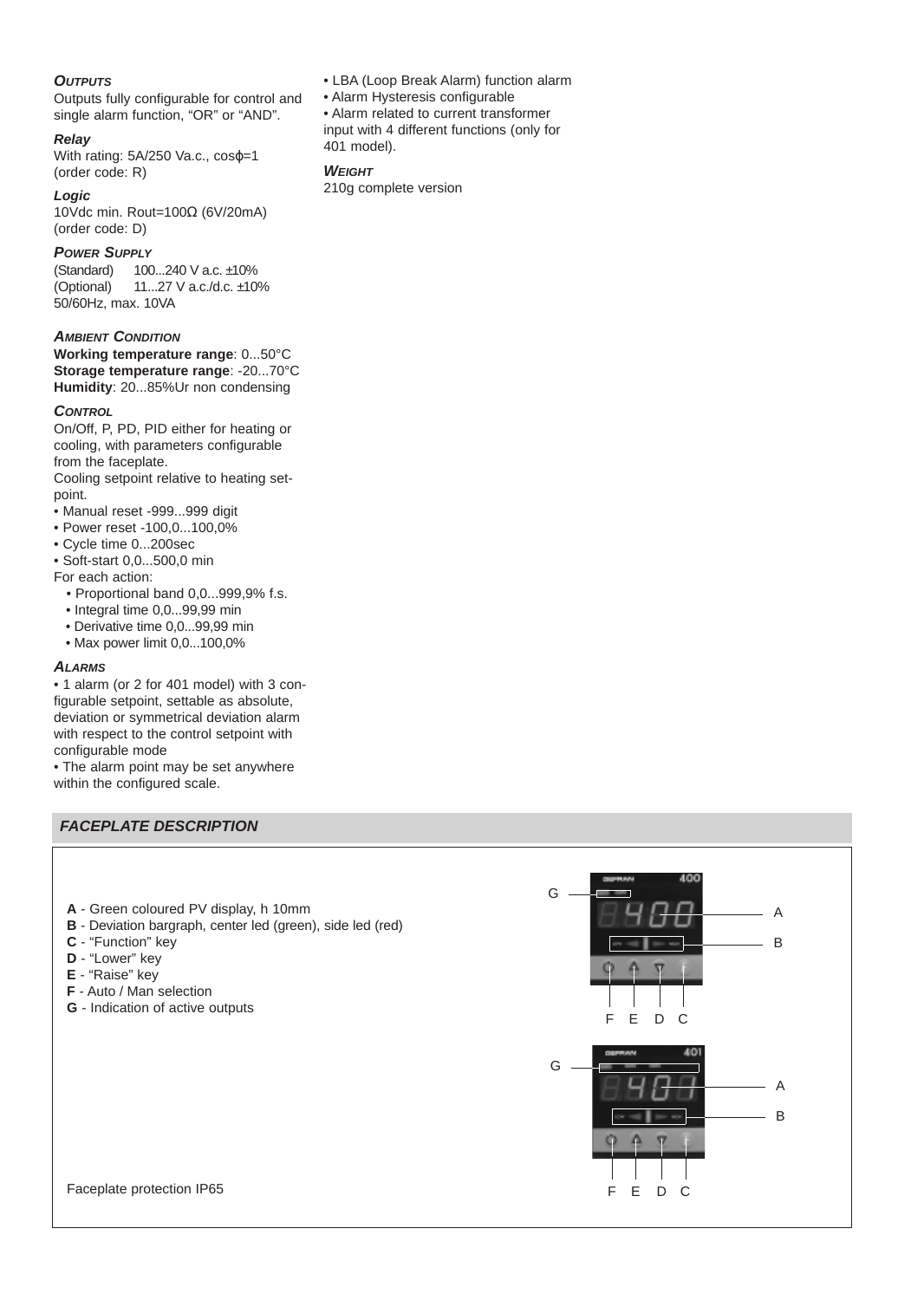### *Outputs*

Outputs fully configurable for control and single alarm function, "OR" or "AND".

#### *Relay*

With rating: 5A/250 Va.c., cosϕ=1 (order code: R)

#### *Logic*

10Vdc min. Rout=100Ω (6V/20mA) (order code: D)

### *Power Supply*

(Standard) 100...240 V a.c. ±10%
(Optional) 11...27 V a.c./d.c. ±10%
50/60Hz, max. 10VA

### *Ambient Condition*

**Working temperature range**: 0...50°C
**Storage temperature range**: -20...70°C
**Humidity**: 20...85%Ur non condensing

### *Control*

On/Off, P, PD, PID either for heating or cooling, with parameters configurable from the faceplate.
Cooling setpoint relative to heating setpoint.

- Manual reset -999...999 digit
- Power reset -100,0...100,0%
- Cycle time 0...200sec
- Soft-start 0,0...500,0 min

For each action:

- Proportional band 0,0...999,9% f.s.
- Integral time 0,0...99,99 min
- Derivative time 0,0...99,99 min
- Max power limit 0,0...100,0%

### *Alarms*

- 1 alarm (or 2 for 401 model) with 3 configurable setpoint, settable as absolute, deviation or symmetrical deviation alarm with respect to the control setpoint with configurable mode
- The alarm point may be set anywhere within the configured scale.
- LBA (Loop Break Alarm) function alarm
- Alarm Hysteresis configurable
- Alarm related to current transformer input with 4 different functions (only for 401 model).

### *Weight*

210g complete version

## *FACEPLATE DESCRIPTION*

**A** - Green coloured PV display, h 10mm
**B** - Deviation bargraph, center led (green), side led (red)
**C** - "Function" key
**D** - "Lower" key
**E** - "Raise" key
**F** - Auto / Man selection
**G** - Indication of active outputs

Faceplate protection IP65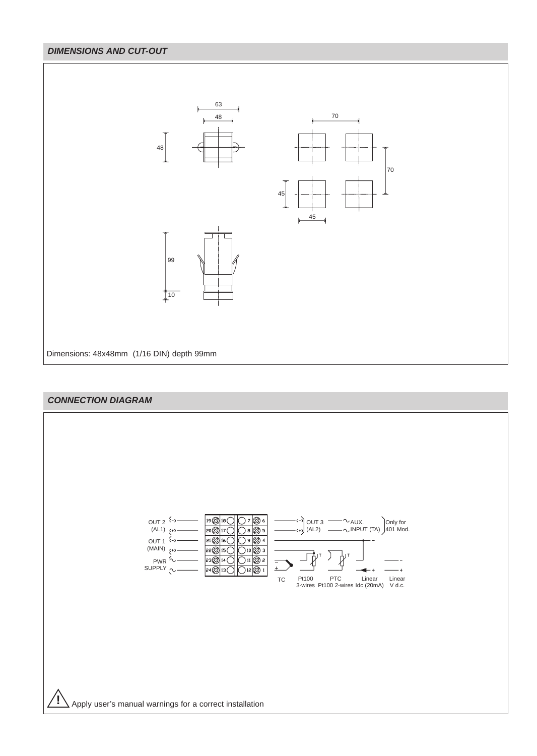## DIMENSIONS AND CUT-OUT

Dimensions: 48x48mm (1/16 DIN) depth 99mm

## CONNECTION DIAGRAM

Apply user's manual warnings for a correct installation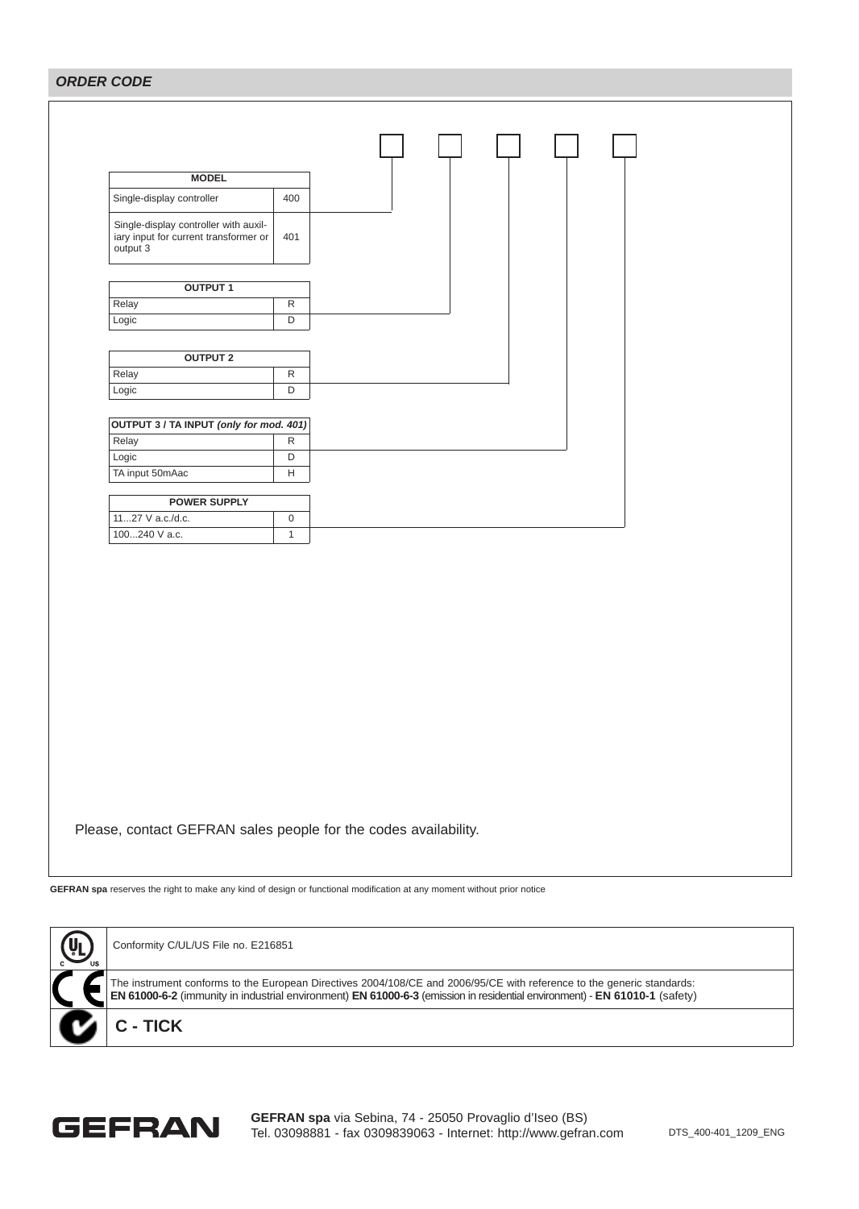## ORDER CODE

| MODEL | |
|---|---|
| Single-display controller | 400 |
| Single-display controller with auxiliary input for current transformer or output 3 | 401 |

| OUTPUT 1 | |
|---|---|
| Relay | R |
| Logic | D |

| OUTPUT 2 | |
|---|---|
| Relay | R |
| Logic | D |

| OUTPUT 3 / TA INPUT *(only for mod. 401)* | |
|---|---|
| Relay | R |
| Logic | D |
| TA input 50mAac | H |

| POWER SUPPLY | |
|---|---|
| 11...27 V a.c./d.c. | 0 |
| 100...240 V a.c. | 1 |

Please, contact GEFRAN sales people for the codes availability.

**GEFRAN spa** reserves the right to make any kind of design or functional modification at any moment without prior notice

| | |
|---|---|
| C UL US | Conformity C/UL/US File no. E216851 |
| CE | The instrument conforms to the European Directives 2004/108/CE and 2006/95/CE with reference to the generic standards: **EN 61000-6-2** (immunity in industrial environment) **EN 61000-6-3** (emission in residential environment) - **EN 61010-1** (safety) |
| | **C - TICK** |

GEFRAN

**GEFRAN spa** via Sebina, 74 - 25050 Provaglio d'Iseo (BS)
Tel. 03098881 - fax 0309839063 - Internet: http://www.gefran.com

DTS_400-401_1209_ENG